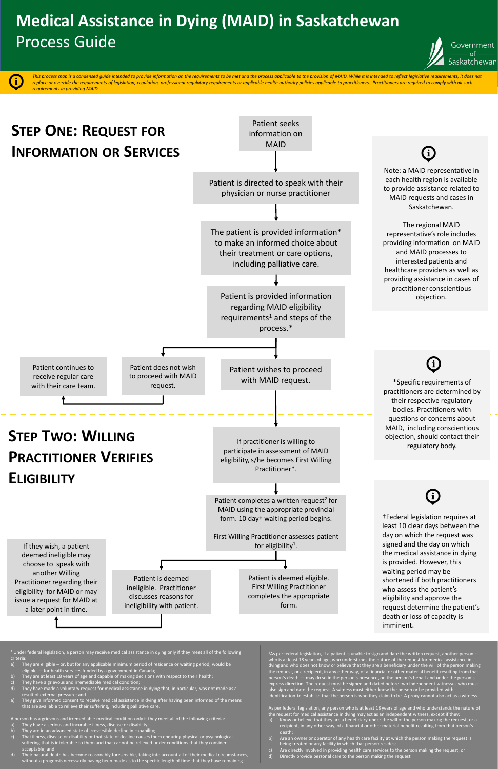# Medical Assistance in Dying (MAID) in Saskatchewan

## Process Guide

Government of Saskatchewan

*This process map is a condensed guide intended to provide information on the requirements to be met and the process applicable to the provision of MAID. While it is intended to reflect legislative requirements, it does not replace or override the requirements of legislation, regulation, professional regulatory requirements or applicable health authority policies applicable to practitioners. Practitioners are required to comply with all such requirements in providing MAID.*

## Step One: Request for Information or Services

Patient seeks information on MAID

Patient is directed to speak with their physician or nurse practitioner

The patient is provided information* to make an informed choice about their treatment or care options, including palliative care.

Patient is provided information regarding MAID eligibility requirements[1] and steps of the process.*

Patient wishes to proceed with MAID request.

Patient does not wish to proceed with MAID request.

Patient continues to receive regular care with their care team.

Note: a MAID representative in each health region is available to provide assistance related to MAID requests and cases in Saskatchewan.

The regional MAID representative's role includes providing information on MAID and MAID processes to interested patients and healthcare providers as well as providing assistance in cases of practitioner conscientious objection.

*Specific requirements of practitioners are determined by their respective regulatory bodies. Practitioners with questions or concerns about MAID, including conscientious objection, should contact their regulatory body.

## Step Two: Willing Practitioner Verifies Eligibility

If practitioner is willing to participate in assessment of MAID eligibility, s/he becomes First Willing Practitioner*.

Patient completes a written request[2] for MAID using the appropriate provincial form. 10 day† waiting period begins.

First Willing Practitioner assesses patient for eligibility[1].

Patient is deemed eligible. First Willing Practitioner completes the appropriate form.

Patient is deemed ineligible. Practitioner discusses reasons for ineligibility with patient.

If they wish, a patient deemed ineligible may choose to speak with another Willing Practitioner regarding their eligibility for MAID or may issue a request for MAID at a later point in time.

†Federal legislation requires at least 10 clear days between the day on which the request was signed and the day on which the medical assistance in dying is provided. However, this waiting period may be shortened if both practitioners who assess the patient's eligibility and approve the request determine the patient's death or loss of capacity is imminent.

---

[1] Under federal legislation, a person may receive medical assistance in dying only if they meet all of the following criteria:

a) They are eligible – or, but for any applicable minimum period of residence or waiting period, would be eligible — for health services funded by a government in Canada;
b) They are at least 18 years of age and capable of making decisions with respect to their health;
c) They have a grievous and irremediable medical condition;
d) They have made a voluntary request for medical assistance in dying that, in particular, was not made as a result of external pressure; and
e) They give informed consent to receive medical assistance in dying after having been informed of the means that are available to relieve their suffering, including palliative care.

A person has a grievous and irremediable medical condition only if they meet all of the following criteria:

a) They have a serious and incurable illness, disease or disability;
b) They are in an advanced state of irreversible decline in capability;
c) That illness, disease or disability or that state of decline causes them enduring physical or psychological suffering that is intolerable to them and that cannot be relieved under conditions that they consider acceptable; and
d) Their natural death has become reasonably foreseeable, taking into account all of their medical circumstances, without a prognosis necessarily having been made as to the specific length of time that they have remaining.

[2] As per federal legislation, if a patient is unable to sign and date the written request, another person – who is at least 18 years of age, who understands the nature of the request for medical assistance in dying and who does not know or believe that they are a beneficiary under the will of the person making the request, or a recipient, in any other way, of a financial or other material benefit resulting from that person's death — may do so in the person's presence, on the person's behalf and under the person's express direction. The request must be signed and dated before two independent witnesses who must also sign and date the request. A witness must either know the person or be provided with identification to establish that the person is who they claim to be. A proxy cannot also act as a witness.

As per federal legislation, any person who is at least 18 years of age and who understands the nature of the request for medical assistance in dying may act as an independent witness, except if they:

a) Know or believe that they are a beneficiary under the will of the person making the request, or a recipient, in any other way, of a financial or other material benefit resulting from that person's death;
b) Are an owner or operator of any health care facility at which the person making the request is being treated or any facility in which that person resides;
c) Are directly involved in providing health care services to the person making the request; or
d) Directly provide personal care to the person making the request.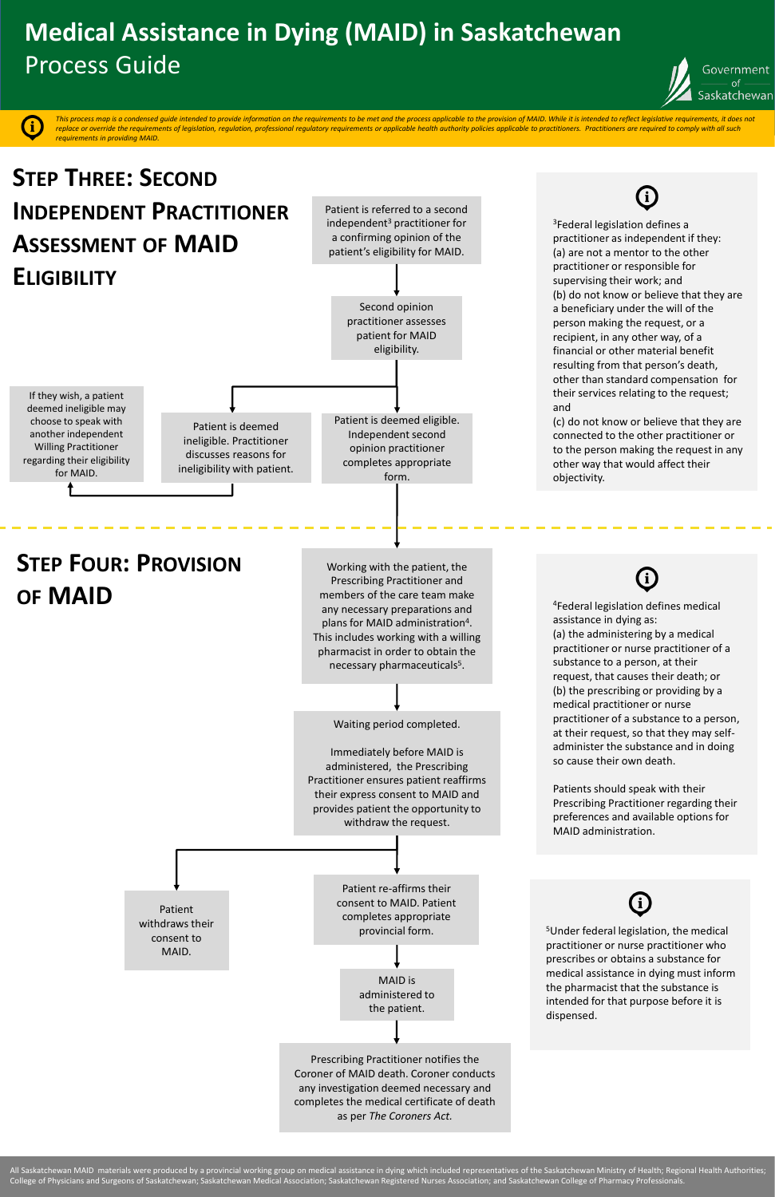# Medical Assistance in Dying (MAID) in Saskatchewan
## Process Guide

Government of Saskatchewan

*This process map is a condensed guide intended to provide information on the requirements to be met and the process applicable to the provision of MAID. While it is intended to reflect legislative requirements, it does not replace or override the requirements of legislation, regulation, professional regulatory requirements or applicable health authority policies applicable to practitioners. Practitioners are required to comply with all such requirements in providing MAID.*

## Step Three: Second Independent Practitioner Assessment of MAID Eligibility

Patient is referred to a second independent[3] practitioner for a confirming opinion of the patient's eligibility for MAID.

Second opinion practitioner assesses patient for MAID eligibility.

Patient is deemed ineligible. Practitioner discusses reasons for ineligibility with patient.

If they wish, a patient deemed ineligible may choose to speak with another independent Willing Practitioner regarding their eligibility for MAID.

Patient is deemed eligible. Independent second opinion practitioner completes appropriate form.

[3]Federal legislation defines a practitioner as independent if they:
(a) are not a mentor to the other practitioner or responsible for supervising their work; and
(b) do not know or believe that they are a beneficiary under the will of the person making the request, or a recipient, in any other way, of a financial or other material benefit resulting from that person's death, other than standard compensation for their services relating to the request; and
(c) do not know or believe that they are connected to the other practitioner or to the person making the request in any other way that would affect their objectivity.

## Step Four: Provision of MAID

Working with the patient, the Prescribing Practitioner and members of the care team make any necessary preparations and plans for MAID administration[4]. This includes working with a willing pharmacist in order to obtain the necessary pharmaceuticals[5].

Waiting period completed.

Immediately before MAID is administered, the Prescribing Practitioner ensures patient reaffirms their express consent to MAID and provides patient the opportunity to withdraw the request.

Patient withdraws their consent to MAID.

Patient re-affirms their consent to MAID. Patient completes appropriate provincial form.

MAID is administered to the patient.

Prescribing Practitioner notifies the Coroner of MAID death. Coroner conducts any investigation deemed necessary and completes the medical certificate of death as per *The Coroners Act.*

[4]Federal legislation defines medical assistance in dying as:
(a) the administering by a medical practitioner or nurse practitioner of a substance to a person, at their request, that causes their death; or
(b) the prescribing or providing by a medical practitioner or nurse practitioner of a substance to a person, at their request, so that they may self-administer the substance and in doing so cause their own death.

Patients should speak with their Prescribing Practitioner regarding their preferences and available options for MAID administration.

[5]Under federal legislation, the medical practitioner or nurse practitioner who prescribes or obtains a substance for medical assistance in dying must inform the pharmacist that the substance is intended for that purpose before it is dispensed.

All Saskatchewan MAID materials were produced by a provincial working group on medical assistance in dying which included representatives of the Saskatchewan Ministry of Health; Regional Health Authorities; College of Physicians and Surgeons of Saskatchewan; Saskatchewan Medical Association; Saskatchewan Registered Nurses Association; and Saskatchewan College of Pharmacy Professionals.